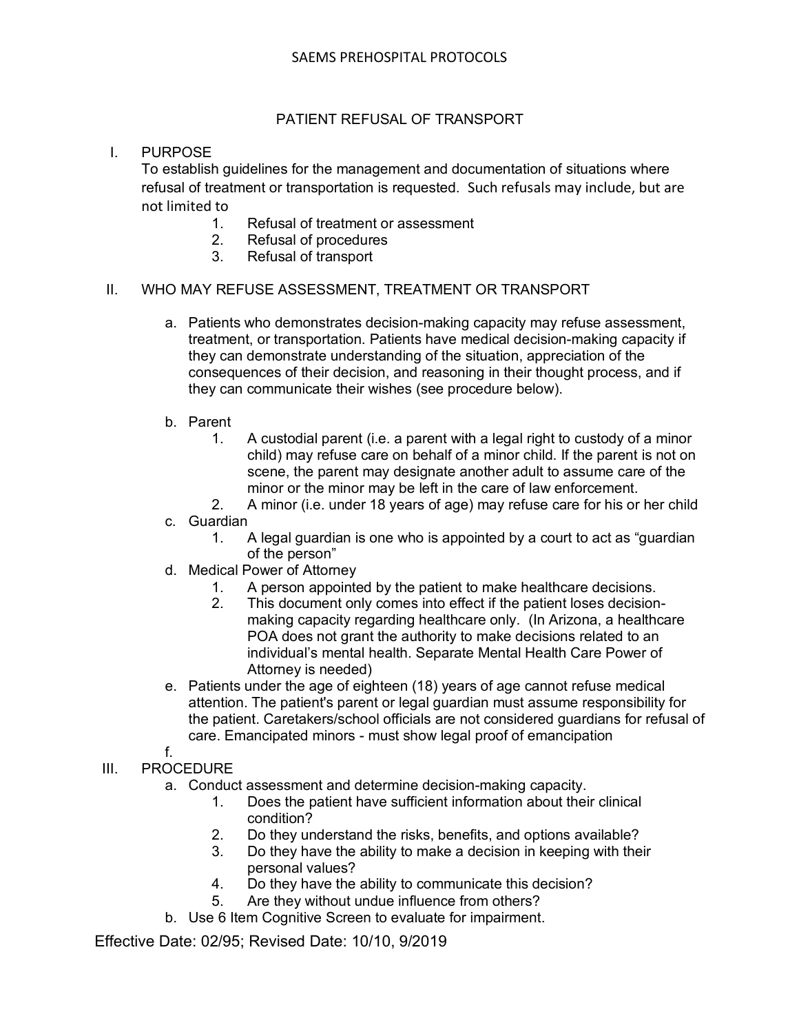# PATIENT REFUSAL OF TRANSPORT

I. PURPOSE

To establish guidelines for the management and documentation of situations where refusal of treatment or transportation is requested. Such refusals may include, but are not limited to

1. Refusal of treatment or assessment
2. Refusal of procedures
3. Refusal of transport

II. WHO MAY REFUSE ASSESSMENT, TREATMENT OR TRANSPORT

a. Patients who demonstrates decision-making capacity may refuse assessment, treatment, or transportation. Patients have medical decision-making capacity if they can demonstrate understanding of the situation, appreciation of the consequences of their decision, and reasoning in their thought process, and if they can communicate their wishes (see procedure below).

b. Parent
   1. A custodial parent (i.e. a parent with a legal right to custody of a minor child) may refuse care on behalf of a minor child. If the parent is not on scene, the parent may designate another adult to assume care of the minor or the minor may be left in the care of law enforcement.
   2. A minor (i.e. under 18 years of age) may refuse care for his or her child

c. Guardian
   1. A legal guardian is one who is appointed by a court to act as "guardian of the person"

d. Medical Power of Attorney
   1. A person appointed by the patient to make healthcare decisions.
   2. This document only comes into effect if the patient loses decision-making capacity regarding healthcare only. (In Arizona, a healthcare POA does not grant the authority to make decisions related to an individual's mental health. Separate Mental Health Care Power of Attorney is needed)

e. Patients under the age of eighteen (18) years of age cannot refuse medical attention. The patient's parent or legal guardian must assume responsibility for the patient. Caretakers/school officials are not considered guardians for refusal of care. Emancipated minors - must show legal proof of emancipation

f.

III. PROCEDURE

a. Conduct assessment and determine decision-making capacity.
   1. Does the patient have sufficient information about their clinical condition?
   2. Do they understand the risks, benefits, and options available?
   3. Do they have the ability to make a decision in keeping with their personal values?
   4. Do they have the ability to communicate this decision?
   5. Are they without undue influence from others?

b. Use 6 Item Cognitive Screen to evaluate for impairment.

Effective Date: 02/95; Revised Date: 10/10, 9/2019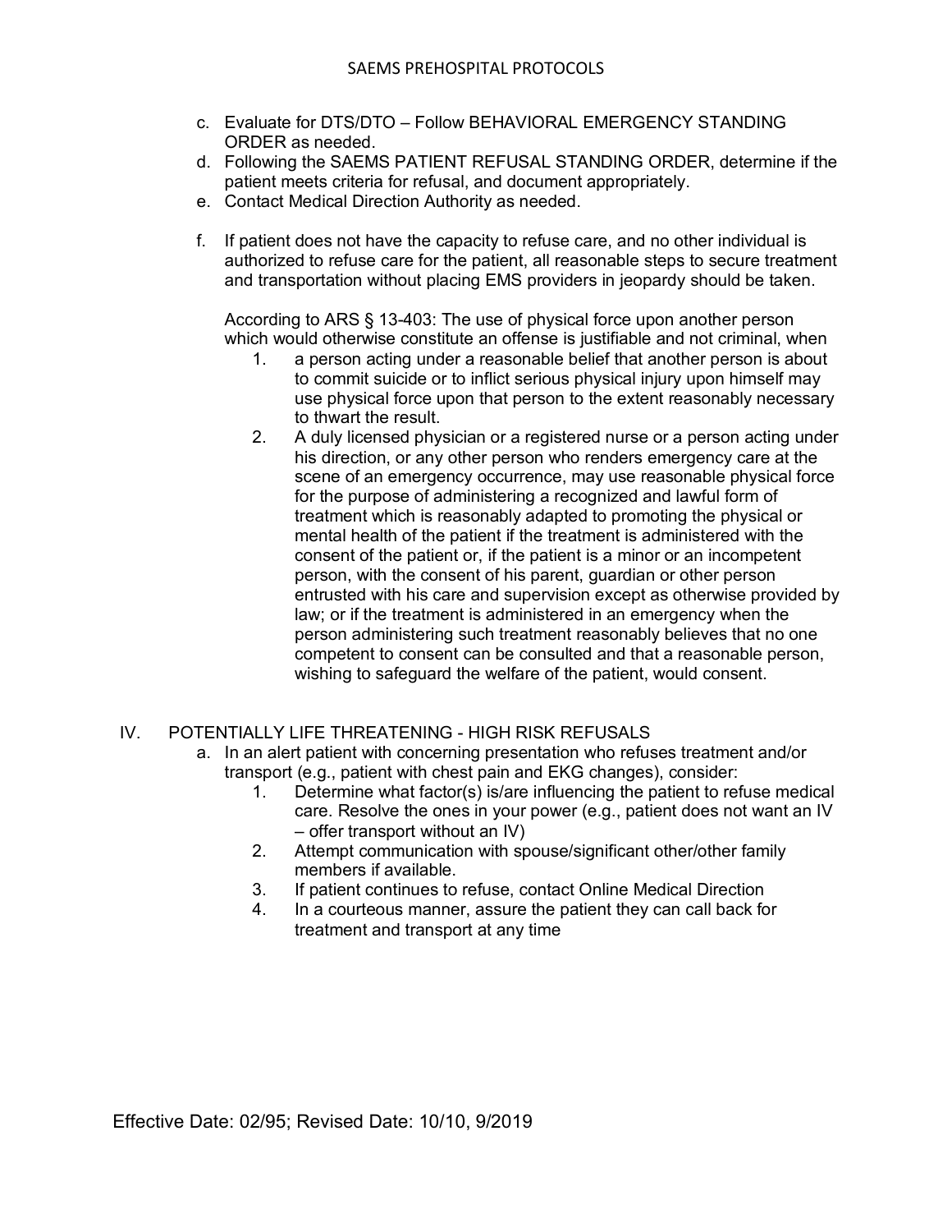c. Evaluate for DTS/DTO – Follow BEHAVIORAL EMERGENCY STANDING ORDER as needed.
d. Following the SAEMS PATIENT REFUSAL STANDING ORDER, determine if the patient meets criteria for refusal, and document appropriately.
e. Contact Medical Direction Authority as needed.

f. If patient does not have the capacity to refuse care, and no other individual is authorized to refuse care for the patient, all reasonable steps to secure treatment and transportation without placing EMS providers in jeopardy should be taken.

   According to ARS § 13-403: The use of physical force upon another person which would otherwise constitute an offense is justifiable and not criminal, when

   1. a person acting under a reasonable belief that another person is about to commit suicide or to inflict serious physical injury upon himself may use physical force upon that person to the extent reasonably necessary to thwart the result.
   2. A duly licensed physician or a registered nurse or a person acting under his direction, or any other person who renders emergency care at the scene of an emergency occurrence, may use reasonable physical force for the purpose of administering a recognized and lawful form of treatment which is reasonably adapted to promoting the physical or mental health of the patient if the treatment is administered with the consent of the patient or, if the patient is a minor or an incompetent person, with the consent of his parent, guardian or other person entrusted with his care and supervision except as otherwise provided by law; or if the treatment is administered in an emergency when the person administering such treatment reasonably believes that no one competent to consent can be consulted and that a reasonable person, wishing to safeguard the welfare of the patient, would consent.

## IV. POTENTIALLY LIFE THREATENING - HIGH RISK REFUSALS

a. In an alert patient with concerning presentation who refuses treatment and/or transport (e.g., patient with chest pain and EKG changes), consider:
   1. Determine what factor(s) is/are influencing the patient to refuse medical care. Resolve the ones in your power (e.g., patient does not want an IV – offer transport without an IV)
   2. Attempt communication with spouse/significant other/other family members if available.
   3. If patient continues to refuse, contact Online Medical Direction
   4. In a courteous manner, assure the patient they can call back for treatment and transport at any time

Effective Date: 02/95; Revised Date: 10/10, 9/2019